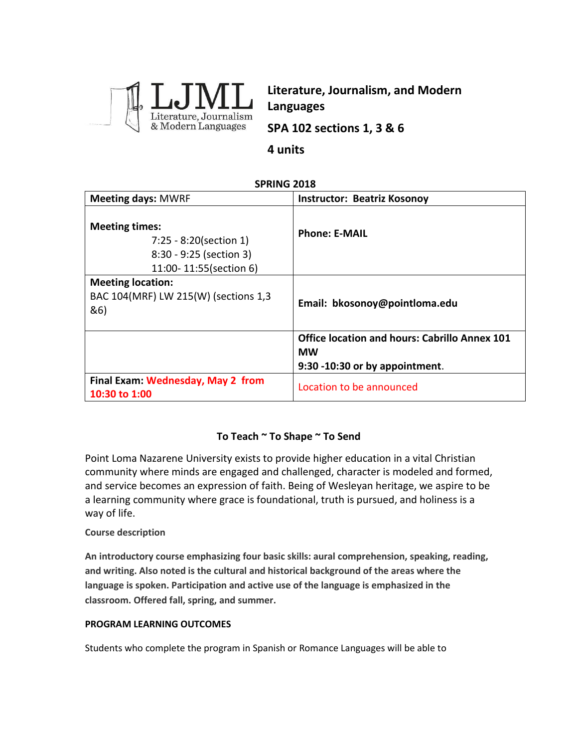LJML Literature, Journalism & Modern Languages

**Literature, Journalism, and Modern Languages**

**SPA 102 sections 1, 3 & 6**

**4 units**

**SPRING 2018**

| **Meeting days:** MWRF | **Instructor: Beatriz Kosonoy** |
|---|---|
| **Meeting times:**<br>7:25 - 8:20(section 1)<br>8:30 - 9:25 (section 3)<br>11:00- 11:55(section 6) | **Phone: E-MAIL** |
| **Meeting location:**<br>BAC 104(MRF) LW 215(W) (sections 1,3 &6) | **Email: bkosonoy@pointloma.edu** |
| | **Office location and hours: Cabrillo Annex 101 MW**<br>**9:30 -10:30 or by appointment**. |
| **Final Exam: Wednesday, May 2 from 10:30 to 1:00** | Location to be announced |

**To Teach ~ To Shape ~ To Send**

Point Loma Nazarene University exists to provide higher education in a vital Christian community where minds are engaged and challenged, character is modeled and formed, and service becomes an expression of faith. Being of Wesleyan heritage, we aspire to be a learning community where grace is foundational, truth is pursued, and holiness is a way of life.

**Course description**

**An introductory course emphasizing four basic skills: aural comprehension, speaking, reading, and writing. Also noted is the cultural and historical background of the areas where the language is spoken. Participation and active use of the language is emphasized in the classroom. Offered fall, spring, and summer.**

**PROGRAM LEARNING OUTCOMES**

Students who complete the program in Spanish or Romance Languages will be able to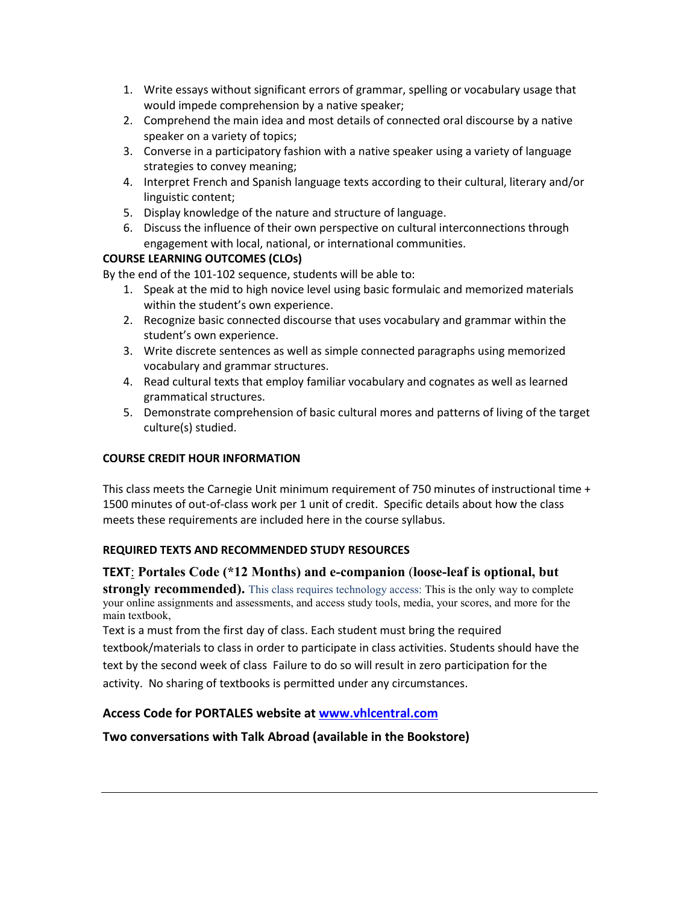1. Write essays without significant errors of grammar, spelling or vocabulary usage that would impede comprehension by a native speaker;
2. Comprehend the main idea and most details of connected oral discourse by a native speaker on a variety of topics;
3. Converse in a participatory fashion with a native speaker using a variety of language strategies to convey meaning;
4. Interpret French and Spanish language texts according to their cultural, literary and/or linguistic content;
5. Display knowledge of the nature and structure of language.
6. Discuss the influence of their own perspective on cultural interconnections through engagement with local, national, or international communities.

**COURSE LEARNING OUTCOMES (CLOs)**

By the end of the 101-102 sequence, students will be able to:

1. Speak at the mid to high novice level using basic formulaic and memorized materials within the student's own experience.
2. Recognize basic connected discourse that uses vocabulary and grammar within the student's own experience.
3. Write discrete sentences as well as simple connected paragraphs using memorized vocabulary and grammar structures.
4. Read cultural texts that employ familiar vocabulary and cognates as well as learned grammatical structures.
5. Demonstrate comprehension of basic cultural mores and patterns of living of the target culture(s) studied.

**COURSE CREDIT HOUR INFORMATION**

This class meets the Carnegie Unit minimum requirement of 750 minutes of instructional time + 1500 minutes of out-of-class work per 1 unit of credit. Specific details about how the class meets these requirements are included here in the course syllabus.

**REQUIRED TEXTS AND RECOMMENDED STUDY RESOURCES**

**TEXT: Portales Code (*12 Months) and e-companion (loose-leaf is optional, but strongly recommended).** This class requires technology access: This is the only way to complete your online assignments and assessments, and access study tools, media, your scores, and more for the main textbook,

Text is a must from the first day of class. Each student must bring the required textbook/materials to class in order to participate in class activities. Students should have the text by the second week of class Failure to do so will result in zero participation for the activity. No sharing of textbooks is permitted under any circumstances.

**Access Code for PORTALES website at [www.vhlcentral.com](http://www.vhlcentral.com)**

**Two conversations with Talk Abroad (available in the Bookstore)**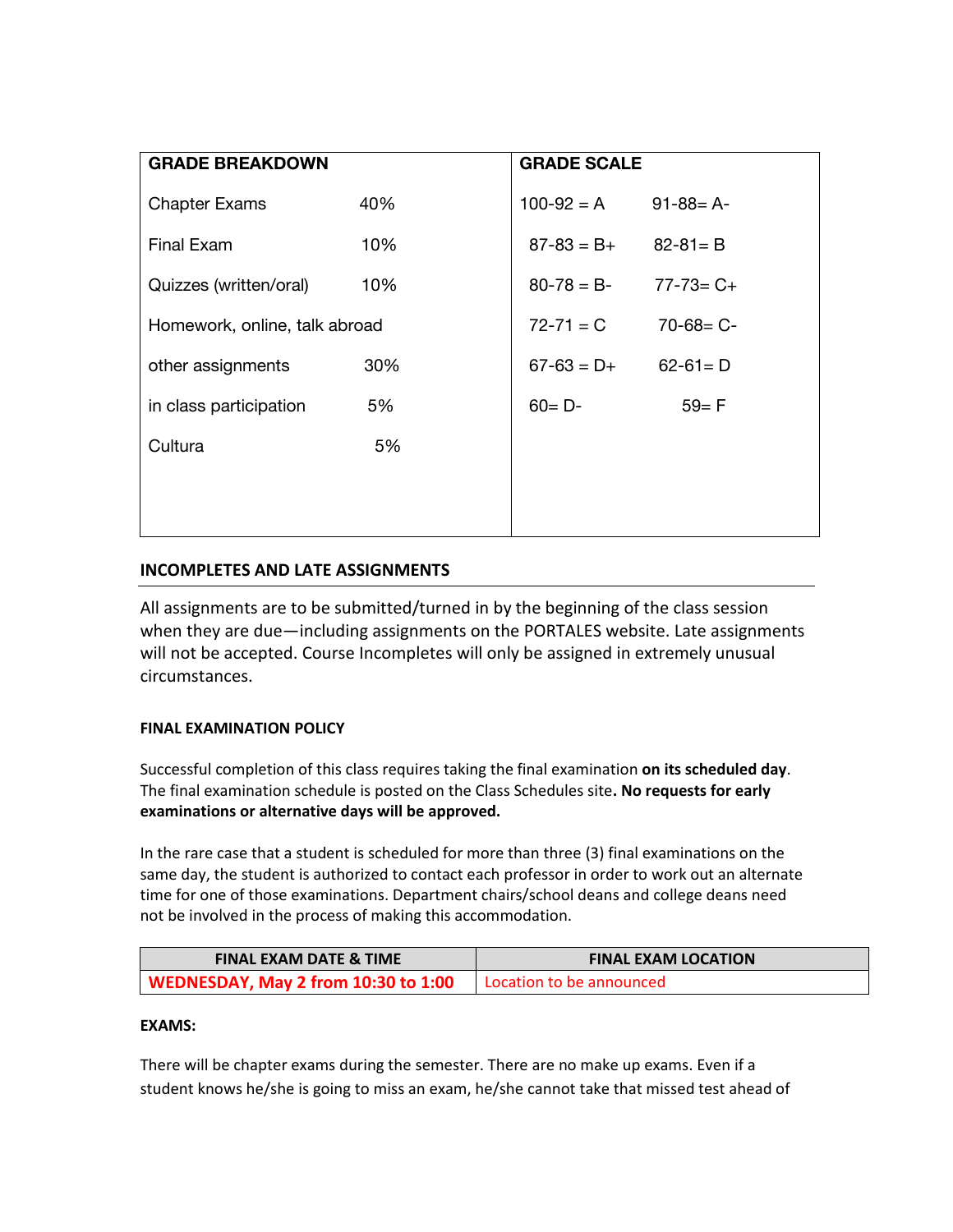| GRADE BREAKDOWN | | GRADE SCALE | |
|---|---|---|---|
| Chapter Exams | 40% | 100-92 = A | 91-88= A- |
| Final Exam | 10% | 87-83 = B+ | 82-81= B |
| Quizzes (written/oral) | 10% | 80-78 = B- | 77-73= C+ |
| Homework, online, talk abroad | | 72-71 = C | 70-68= C- |
| other assignments | 30% | 67-63 = D+ | 62-61= D |
| in class participation | 5% | 60= D- | 59= F |
| Cultura | 5% | | |

## INCOMPLETES AND LATE ASSIGNMENTS

All assignments are to be submitted/turned in by the beginning of the class session when they are due—including assignments on the PORTALES website. Late assignments will not be accepted. Course Incompletes will only be assigned in extremely unusual circumstances.

### FINAL EXAMINATION POLICY

Successful completion of this class requires taking the final examination **on its scheduled day**. The final examination schedule is posted on the Class Schedules site**. No requests for early examinations or alternative days will be approved.**

In the rare case that a student is scheduled for more than three (3) final examinations on the same day, the student is authorized to contact each professor in order to work out an alternate time for one of those examinations. Department chairs/school deans and college deans need not be involved in the process of making this accommodation.

| FINAL EXAM DATE & TIME | FINAL EXAM LOCATION |
|---|---|
| **WEDNESDAY, May 2 from 10:30 to 1:00** | Location to be announced |

### EXAMS:

There will be chapter exams during the semester. There are no make up exams. Even if a student knows he/she is going to miss an exam, he/she cannot take that missed test ahead of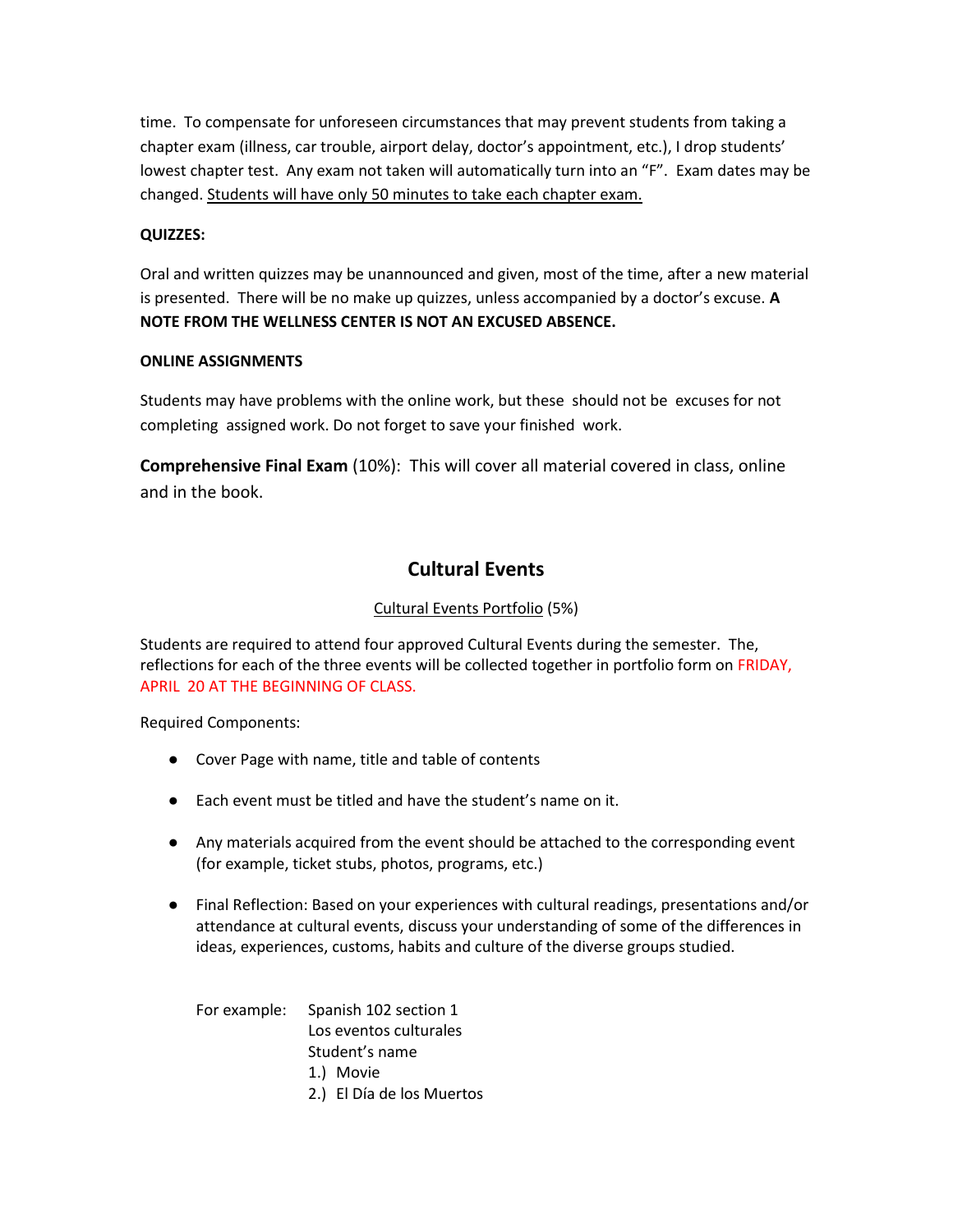time. To compensate for unforeseen circumstances that may prevent students from taking a chapter exam (illness, car trouble, airport delay, doctor's appointment, etc.), I drop students' lowest chapter test. Any exam not taken will automatically turn into an "F". Exam dates may be changed. <u>Students will have only 50 minutes to take each chapter exam.</u>

**QUIZZES:**

Oral and written quizzes may be unannounced and given, most of the time, after a new material is presented. There will be no make up quizzes, unless accompanied by a doctor's excuse. **A NOTE FROM THE WELLNESS CENTER IS NOT AN EXCUSED ABSENCE.**

**ONLINE ASSIGNMENTS**

Students may have problems with the online work, but these should not be excuses for not completing assigned work. Do not forget to save your finished work.

**Comprehensive Final Exam** (10%): This will cover all material covered in class, online and in the book.

## Cultural Events

<u>Cultural Events Portfolio</u> (5%)

Students are required to attend four approved Cultural Events during the semester. The, reflections for each of the three events will be collected together in portfolio form on FRIDAY, APRIL 20 AT THE BEGINNING OF CLASS.

Required Components:

- Cover Page with name, title and table of contents
- Each event must be titled and have the student's name on it.
- Any materials acquired from the event should be attached to the corresponding event (for example, ticket stubs, photos, programs, etc.)
- Final Reflection: Based on your experiences with cultural readings, presentations and/or attendance at cultural events, discuss your understanding of some of the differences in ideas, experiences, customs, habits and culture of the diverse groups studied.

For example:

Spanish 102 section 1
Los eventos culturales
Student's name
1.) Movie
2.) El Día de los Muertos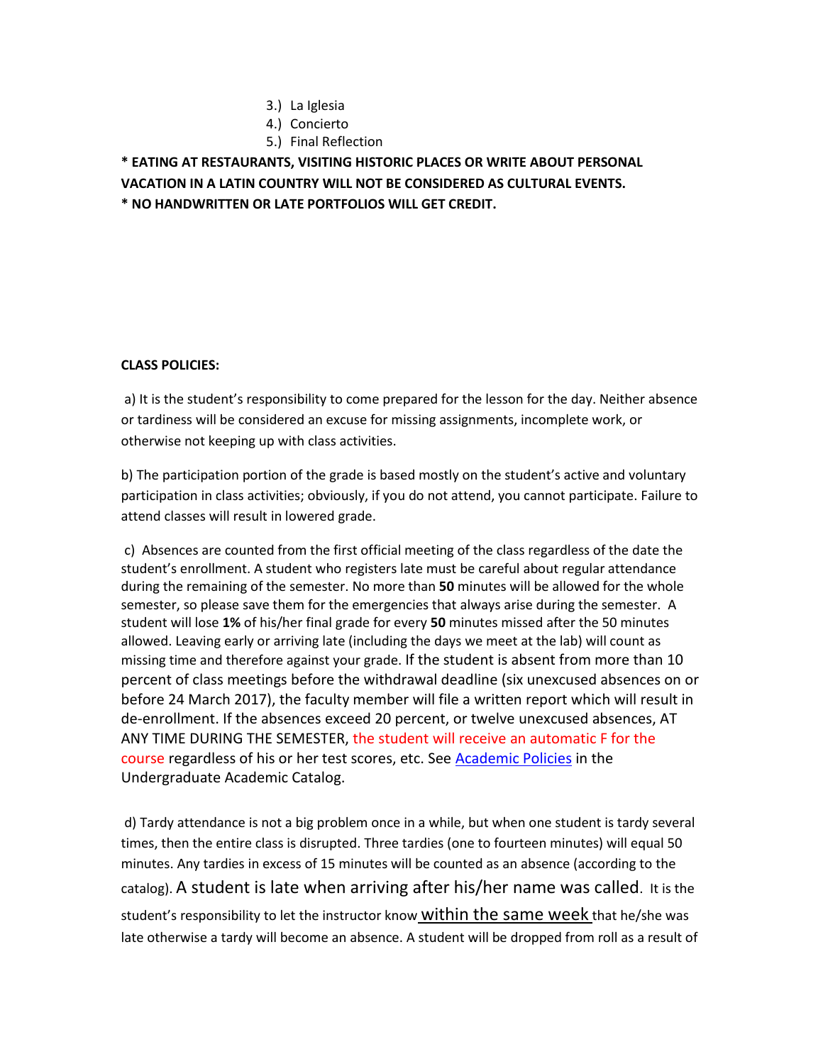3.) La Iglesia
4.) Concierto
5.) Final Reflection

**\* EATING AT RESTAURANTS, VISITING HISTORIC PLACES OR WRITE ABOUT PERSONAL VACATION IN A LATIN COUNTRY WILL NOT BE CONSIDERED AS CULTURAL EVENTS.**
**\* NO HANDWRITTEN OR LATE PORTFOLIOS WILL GET CREDIT.**

**CLASS POLICIES:**

a) It is the student's responsibility to come prepared for the lesson for the day. Neither absence or tardiness will be considered an excuse for missing assignments, incomplete work, or otherwise not keeping up with class activities.

b) The participation portion of the grade is based mostly on the student's active and voluntary participation in class activities; obviously, if you do not attend, you cannot participate. Failure to attend classes will result in lowered grade.

c) Absences are counted from the first official meeting of the class regardless of the date the student's enrollment. A student who registers late must be careful about regular attendance during the remaining of the semester. No more than **50** minutes will be allowed for the whole semester, so please save them for the emergencies that always arise during the semester. A student will lose **1%** of his/her final grade for every **50** minutes missed after the 50 minutes allowed. Leaving early or arriving late (including the days we meet at the lab) will count as missing time and therefore against your grade. If the student is absent from more than 10 percent of class meetings before the withdrawal deadline (six unexcused absences on or before 24 March 2017), the faculty member will file a written report which will result in de-enrollment. If the absences exceed 20 percent, or twelve unexcused absences, AT ANY TIME DURING THE SEMESTER, the student will receive an automatic F for the course regardless of his or her test scores, etc. See [Academic Policies]() in the Undergraduate Academic Catalog.

d) Tardy attendance is not a big problem once in a while, but when one student is tardy several times, then the entire class is disrupted. Three tardies (one to fourteen minutes) will equal 50 minutes. Any tardies in excess of 15 minutes will be counted as an absence (according to the catalog). A student is late when arriving after his/her name was called. It is the student's responsibility to let the instructor know <u>within the same week</u> that he/she was late otherwise a tardy will become an absence. A student will be dropped from roll as a result of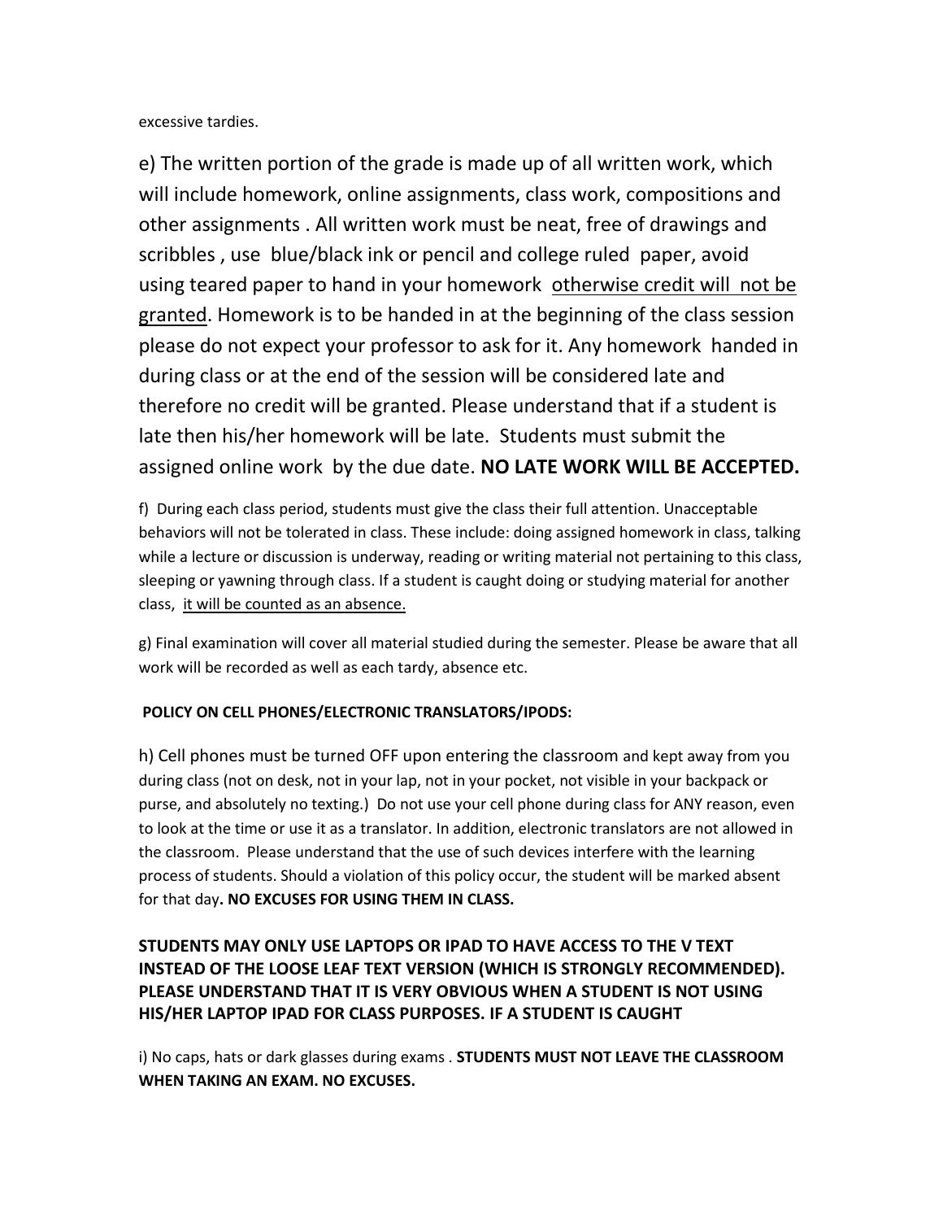excessive tardies.

e) The written portion of the grade is made up of all written work, which will include homework, online assignments, class work, compositions and other assignments . All written work must be neat, free of drawings and scribbles , use blue/black ink or pencil and college ruled paper, avoid using teared paper to hand in your homework <u>otherwise credit will not be granted</u>. Homework is to be handed in at the beginning of the class session please do not expect your professor to ask for it. Any homework handed in during class or at the end of the session will be considered late and therefore no credit will be granted. Please understand that if a student is late then his/her homework will be late. Students must submit the assigned online work by the due date. **NO LATE WORK WILL BE ACCEPTED.**

f) During each class period, students must give the class their full attention. Unacceptable behaviors will not be tolerated in class. These include: doing assigned homework in class, talking while a lecture or discussion is underway, reading or writing material not pertaining to this class, sleeping or yawning through class. If a student is caught doing or studying material for another class, <u>it will be counted as an absence.</u>

g) Final examination will cover all material studied during the semester. Please be aware that all work will be recorded as well as each tardy, absence etc.

**POLICY ON CELL PHONES/ELECTRONIC TRANSLATORS/IPODS:**

h) Cell phones must be turned OFF upon entering the classroom and kept away from you during class (not on desk, not in your lap, not in your pocket, not visible in your backpack or purse, and absolutely no texting.) Do not use your cell phone during class for ANY reason, even to look at the time or use it as a translator. In addition, electronic translators are not allowed in the classroom. Please understand that the use of such devices interfere with the learning process of students. Should a violation of this policy occur, the student will be marked absent for that day**. NO EXCUSES FOR USING THEM IN CLASS.**

**STUDENTS MAY ONLY USE LAPTOPS OR IPAD TO HAVE ACCESS TO THE V TEXT INSTEAD OF THE LOOSE LEAF TEXT VERSION (WHICH IS STRONGLY RECOMMENDED). PLEASE UNDERSTAND THAT IT IS VERY OBVIOUS WHEN A STUDENT IS NOT USING HIS/HER LAPTOP IPAD FOR CLASS PURPOSES. IF A STUDENT IS CAUGHT**

i) No caps, hats or dark glasses during exams . **STUDENTS MUST NOT LEAVE THE CLASSROOM WHEN TAKING AN EXAM. NO EXCUSES.**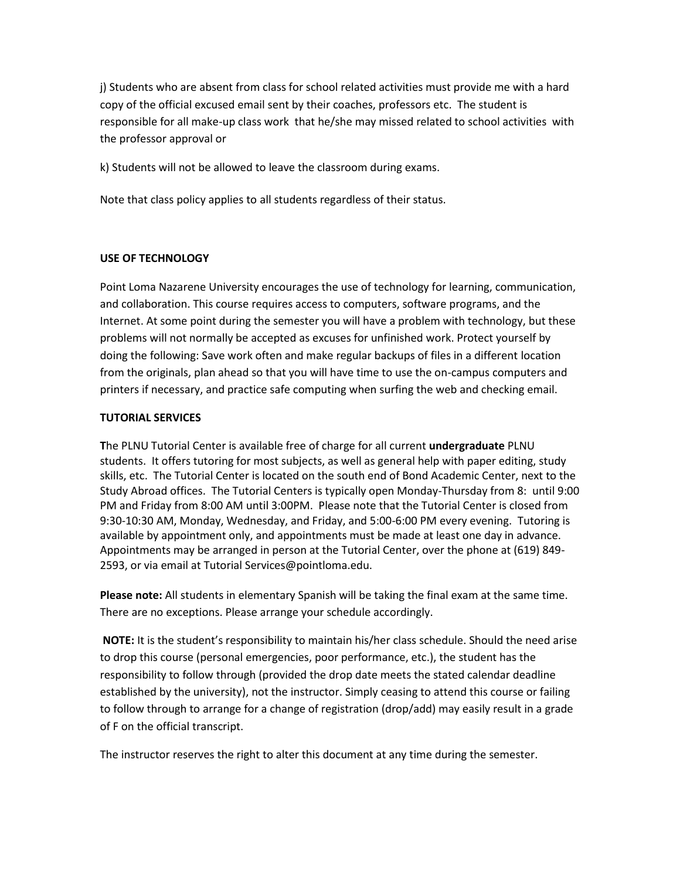j) Students who are absent from class for school related activities must provide me with a hard copy of the official excused email sent by their coaches, professors etc. The student is responsible for all make-up class work that he/she may missed related to school activities with the professor approval or

k) Students will not be allowed to leave the classroom during exams.

Note that class policy applies to all students regardless of their status.

**USE OF TECHNOLOGY**

Point Loma Nazarene University encourages the use of technology for learning, communication, and collaboration. This course requires access to computers, software programs, and the Internet. At some point during the semester you will have a problem with technology, but these problems will not normally be accepted as excuses for unfinished work. Protect yourself by doing the following: Save work often and make regular backups of files in a different location from the originals, plan ahead so that you will have time to use the on-campus computers and printers if necessary, and practice safe computing when surfing the web and checking email.

**TUTORIAL SERVICES**

**T**he PLNU Tutorial Center is available free of charge for all current **undergraduate** PLNU students. It offers tutoring for most subjects, as well as general help with paper editing, study skills, etc. The Tutorial Center is located on the south end of Bond Academic Center, next to the Study Abroad offices. The Tutorial Centers is typically open Monday-Thursday from 8: until 9:00 PM and Friday from 8:00 AM until 3:00PM. Please note that the Tutorial Center is closed from 9:30-10:30 AM, Monday, Wednesday, and Friday, and 5:00-6:00 PM every evening. Tutoring is available by appointment only, and appointments must be made at least one day in advance. Appointments may be arranged in person at the Tutorial Center, over the phone at (619) 849-2593, or via email at Tutorial Services@pointloma.edu.

**Please note:** All students in elementary Spanish will be taking the final exam at the same time. There are no exceptions. Please arrange your schedule accordingly.

**NOTE:** It is the student's responsibility to maintain his/her class schedule. Should the need arise to drop this course (personal emergencies, poor performance, etc.), the student has the responsibility to follow through (provided the drop date meets the stated calendar deadline established by the university), not the instructor. Simply ceasing to attend this course or failing to follow through to arrange for a change of registration (drop/add) may easily result in a grade of F on the official transcript.

The instructor reserves the right to alter this document at any time during the semester.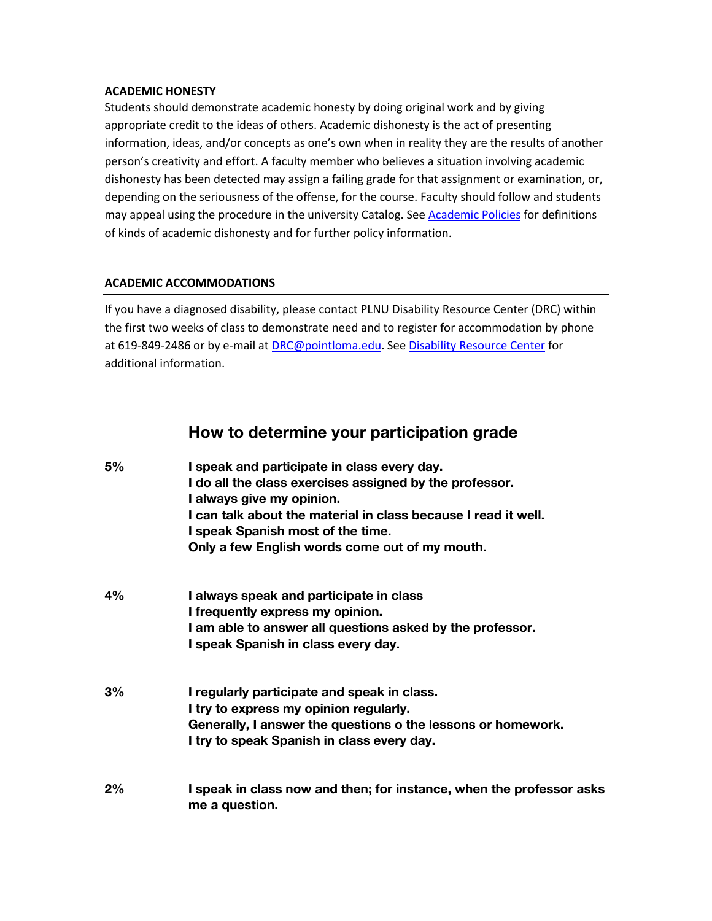**ACADEMIC HONESTY**

Students should demonstrate academic honesty by doing original work and by giving appropriate credit to the ideas of others. Academic dishonesty is the act of presenting information, ideas, and/or concepts as one's own when in reality they are the results of another person's creativity and effort. A faculty member who believes a situation involving academic dishonesty has been detected may assign a failing grade for that assignment or examination, or, depending on the seriousness of the offense, for the course. Faculty should follow and students may appeal using the procedure in the university Catalog. See Academic Policies for definitions of kinds of academic dishonesty and for further policy information.

**ACADEMIC ACCOMMODATIONS**

If you have a diagnosed disability, please contact PLNU Disability Resource Center (DRC) within the first two weeks of class to demonstrate need and to register for accommodation by phone at 619-849-2486 or by e-mail at DRC@pointloma.edu. See Disability Resource Center for additional information.

## How to determine your participation grade

**5%**
**I speak and participate in class every day.**
**I do all the class exercises assigned by the professor.**
**I always give my opinion.**
**I can talk about the material in class because I read it well.**
**I speak Spanish most of the time.**
**Only a few English words come out of my mouth.**

**4%**
**I always speak and participate in class**
**I frequently express my opinion.**
**I am able to answer all questions asked by the professor.**
**I speak Spanish in class every day.**

**3%**
**I regularly participate and speak in class.**
**I try to express my opinion regularly.**
**Generally, I answer the questions o the lessons or homework.**
**I try to speak Spanish in class every day.**

**2%**
**I speak in class now and then; for instance, when the professor asks me a question.**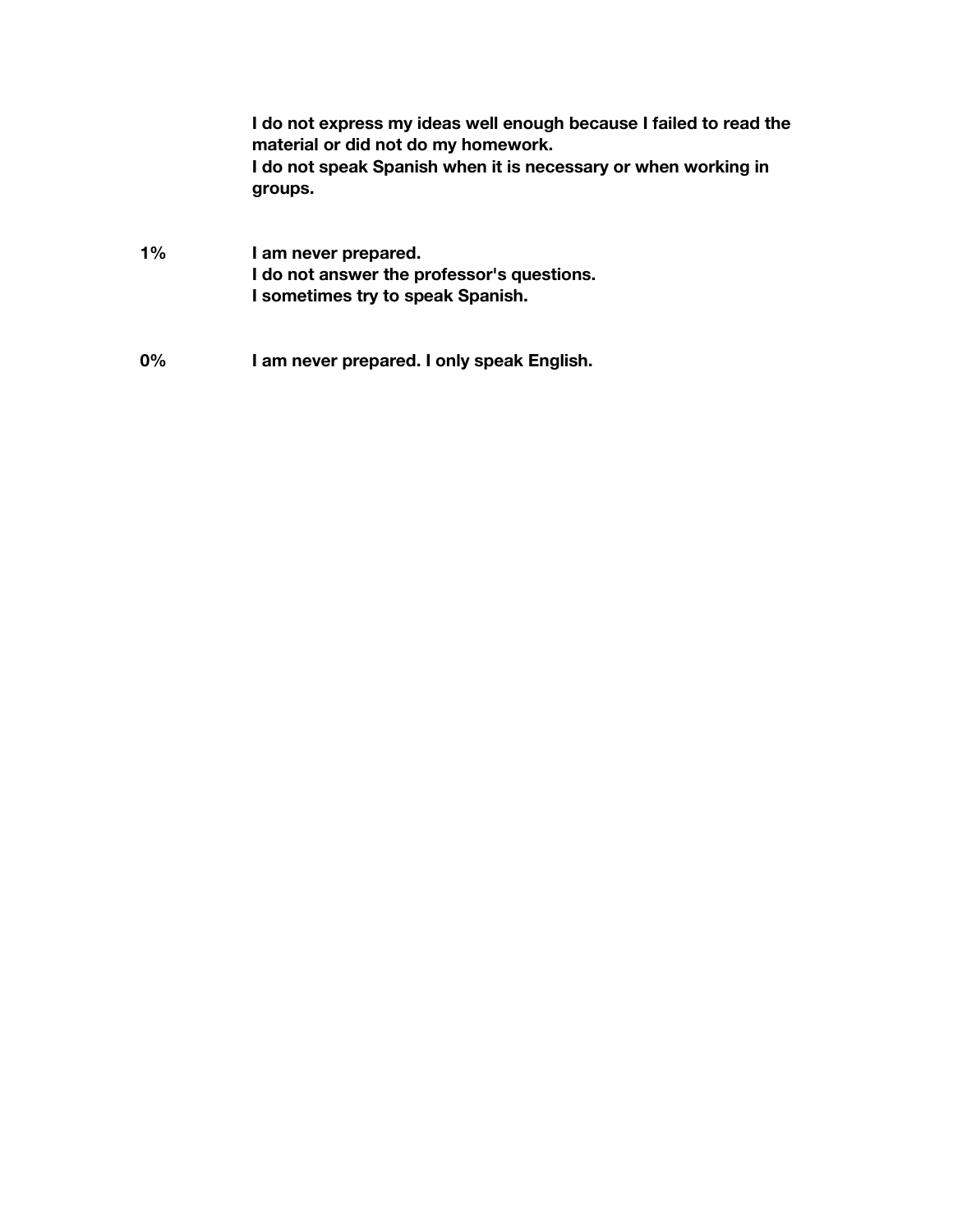| | |
|---|---|
| | **I do not express my ideas well enough because I failed to read the material or did not do my homework.**<br>**I do not speak Spanish when it is necessary or when working in groups.** |
| **1%** | **I am never prepared.**<br>**I do not answer the professor's questions.**<br>**I sometimes try to speak Spanish.** |
| **0%** | **I am never prepared. I only speak English.** |